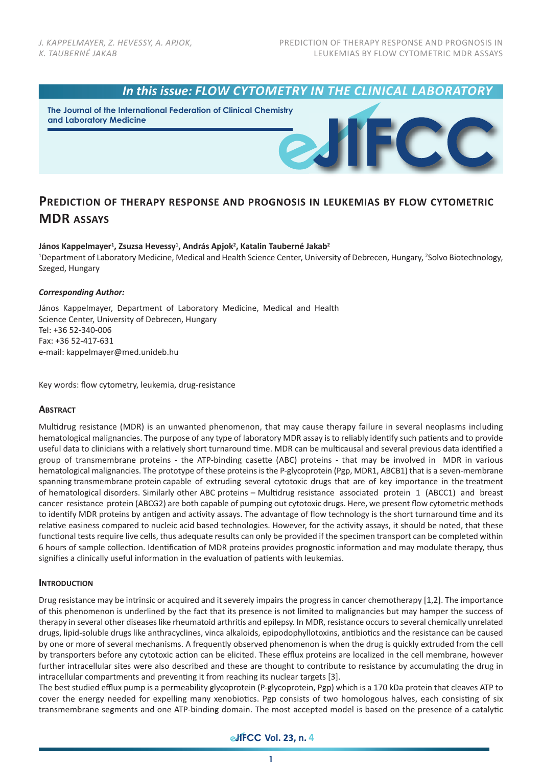*In this issue: FLOW CYTOMETRY IN THE CLINICAL LABORATORY*

The Journal of the International Federation of Clinical Chemistry and Laboratory Medicine

# Prediction of therapy response and prognosis in leukemias by flow cytometric MDR assays

**János Kappelmayer[1], Zsuzsa Hevessy[1], András Apjok[2], Katalin Tauberné Jakab[2]**

[1]Department of Laboratory Medicine, Medical and Health Science Center, University of Debrecen, Hungary, [2]Solvo Biotechnology, Szeged, Hungary

***Corresponding Author:***

János Kappelmayer, Department of Laboratory Medicine, Medical and Health Science Center, University of Debrecen, Hungary
Tel: +36 52-340-006
Fax: +36 52-417-631
e-mail: kappelmayer@med.unideb.hu

Key words: flow cytometry, leukemia, drug-resistance

## Abstract

Multidrug resistance (MDR) is an unwanted phenomenon, that may cause therapy failure in several neoplasms including hematological malignancies. The purpose of any type of laboratory MDR assay is to reliably identify such patients and to provide useful data to clinicians with a relatively short turnaround time. MDR can be multicausal and several previous data identified a group of transmembrane proteins - the ATP-binding casette (ABC) proteins - that may be involved in MDR in various hematological malignancies. The prototype of these proteins is the P-glycoprotein (Pgp, MDR1, ABCB1) that is a seven-membrane spanning transmembrane protein capable of extruding several cytotoxic drugs that are of key importance in the treatment of hematological disorders. Similarly other ABC proteins – Multidrug resistance associated protein 1 (ABCC1) and breast cancer resistance protein (ABCG2) are both capable of pumping out cytotoxic drugs. Here, we present flow cytometric methods to identify MDR proteins by antigen and activity assays. The advantage of flow technology is the short turnaround time and its relative easiness compared to nucleic acid based technologies. However, for the activity assays, it should be noted, that these functional tests require live cells, thus adequate results can only be provided if the specimen transport can be completed within 6 hours of sample collection. Identification of MDR proteins provides prognostic information and may modulate therapy, thus signifies a clinically useful information in the evaluation of patients with leukemias.

## Introduction

Drug resistance may be intrinsic or acquired and it severely impairs the progress in cancer chemotherapy [1,2]. The importance of this phenomenon is underlined by the fact that its presence is not limited to malignancies but may hamper the success of therapy in several other diseases like rheumatoid arthritis and epilepsy. In MDR, resistance occurs to several chemically unrelated drugs, lipid-soluble drugs like anthracyclines, vinca alkaloids, epipodophyllotoxins, antibiotics and the resistance can be caused by one or more of several mechanisms. A frequently observed phenomenon is when the drug is quickly extruded from the cell by transporters before any cytotoxic action can be elicited. These efflux proteins are localized in the cell membrane, however further intracellular sites were also described and these are thought to contribute to resistance by accumulating the drug in intracellular compartments and preventing it from reaching its nuclear targets [3].

The best studied efflux pump is a permeability glycoprotein (P-glycoprotein, Pgp) which is a 170 kDa protein that cleaves ATP to cover the energy needed for expelling many xenobiotics. Pgp consists of two homologous halves, each consisting of six transmembrane segments and one ATP-binding domain. The most accepted model is based on the presence of a catalytic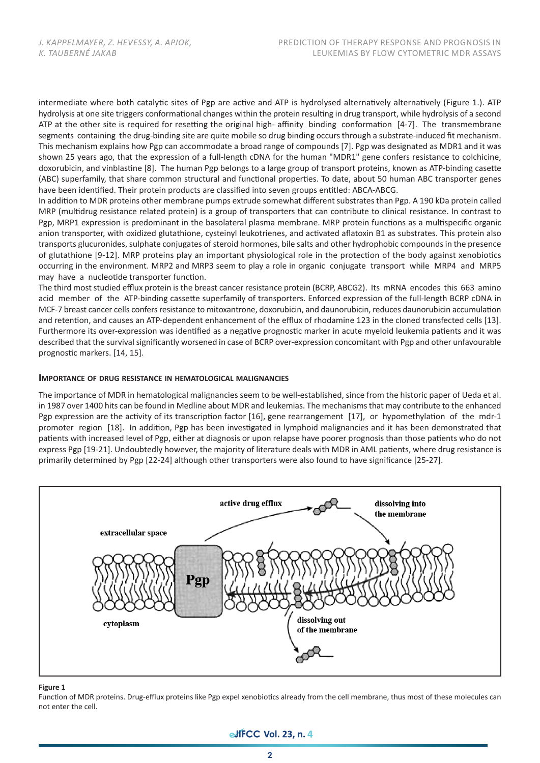intermediate where both catalytic sites of Pgp are active and ATP is hydrolysed alternatively alternatively (Figure 1.). ATP hydrolysis at one site triggers conformational changes within the protein resulting in drug transport, while hydrolysis of a second ATP at the other site is required for resetting the original high- affinity binding conformation [4-7]. The transmembrane segments containing the drug-binding site are quite mobile so drug binding occurs through a substrate-induced fit mechanism. This mechanism explains how Pgp can accommodate a broad range of compounds [7]. Pgp was designated as MDR1 and it was shown 25 years ago, that the expression of a full-length cDNA for the human "MDR1" gene confers resistance to colchicine, doxorubicin, and vinblastine [8]. The human Pgp belongs to a large group of transport proteins, known as ATP-binding casette (ABC) superfamily, that share common structural and functional properties. To date, about 50 human ABC transporter genes have been identified. Their protein products are classified into seven groups entitled: ABCA-ABCG.

In addition to MDR proteins other membrane pumps extrude somewhat different substrates than Pgp. A 190 kDa protein called MRP (multidrug resistance related protein) is a group of transporters that can contribute to clinical resistance. In contrast to Pgp, MRP1 expression is predominant in the basolateral plasma membrane. MRP protein functions as a multispecific organic anion transporter, with oxidized glutathione, cysteinyl leukotrienes, and activated aflatoxin B1 as substrates. This protein also transports glucuronides, sulphate conjugates of steroid hormones, bile salts and other hydrophobic compounds in the presence of glutathione [9-12]. MRP proteins play an important physiological role in the protection of the body against xenobiotics occurring in the environment. MRP2 and MRP3 seem to play a role in organic conjugate transport while MRP4 and MRP5 may have a nucleotide transporter function.

The third most studied efflux protein is the breast cancer resistance protein (BCRP, ABCG2). Its mRNA encodes this 663 amino acid member of the ATP-binding cassette superfamily of transporters. Enforced expression of the full-length BCRP cDNA in MCF-7 breast cancer cells confers resistance to mitoxantrone, doxorubicin, and daunorubicin, reduces daunorubicin accumulation and retention, and causes an ATP-dependent enhancement of the efflux of rhodamine 123 in the cloned transfected cells [13]. Furthermore its over-expression was identified as a negative prognostic marker in acute myeloid leukemia patients and it was described that the survival significantly worsened in case of BCRP over-expression concomitant with Pgp and other unfavourable prognostic markers. [14, 15].

## Importance of drug resistance in hematological malignancies

The importance of MDR in hematological malignancies seem to be well-established, since from the historic paper of Ueda et al. in 1987 over 1400 hits can be found in Medline about MDR and leukemias. The mechanisms that may contribute to the enhanced Pgp expression are the activity of its transcription factor [16], gene rearrangement [17], or hypomethylation of the mdr-1 promoter region [18]. In addition, Pgp has been investigated in lymphoid malignancies and it has been demonstrated that patients with increased level of Pgp, either at diagnosis or upon relapse have poorer prognosis than those patients who do not express Pgp [19-21]. Undoubtedly however, the majority of literature deals with MDR in AML patients, where drug resistance is primarily determined by Pgp [22-24] although other transporters were also found to have significance [25-27].

**Figure 1**

Function of MDR proteins. Drug-efflux proteins like Pgp expel xenobiotics already from the cell membrane, thus most of these molecules can not enter the cell.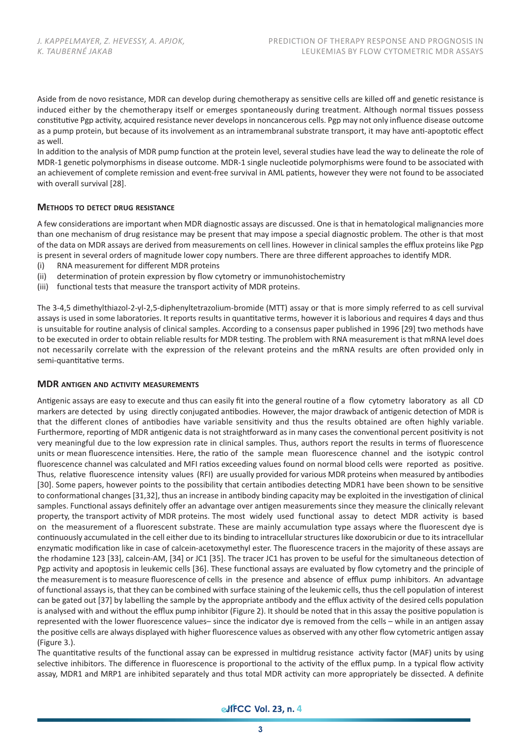Aside from de novo resistance, MDR can develop during chemotherapy as sensitive cells are killed off and genetic resistance is induced either by the chemotherapy itself or emerges spontaneously during treatment. Although normal tissues possess constitutive Pgp activity, acquired resistance never develops in noncancerous cells. Pgp may not only influence disease outcome as a pump protein, but because of its involvement as an intramembranal substrate transport, it may have anti-apoptotic effect as well.

In addition to the analysis of MDR pump function at the protein level, several studies have lead the way to delineate the role of MDR-1 genetic polymorphisms in disease outcome. MDR-1 single nucleotide polymorphisms were found to be associated with an achievement of complete remission and event-free survival in AML patients, however they were not found to be associated with overall survival [28].

## Methods to detect drug resistance

A few considerations are important when MDR diagnostic assays are discussed. One is that in hematological malignancies more than one mechanism of drug resistance may be present that may impose a special diagnostic problem. The other is that most of the data on MDR assays are derived from measurements on cell lines. However in clinical samples the efflux proteins like Pgp is present in several orders of magnitude lower copy numbers. There are three different approaches to identify MDR.

(i) RNA measurement for different MDR proteins
(ii) determination of protein expression by flow cytometry or immunohistochemistry
(iii) functional tests that measure the transport activity of MDR proteins.

The 3-4,5 dimethylthiazol-2-yl-2,5-diphenyltetrazolium-bromide (MTT) assay or that is more simply referred to as cell survival assays is used in some laboratories. It reports results in quantitative terms, however it is laborious and requires 4 days and thus is unsuitable for routine analysis of clinical samples. According to a consensus paper published in 1996 [29] two methods have to be executed in order to obtain reliable results for MDR testing. The problem with RNA measurement is that mRNA level does not necessarily correlate with the expression of the relevant proteins and the mRNA results are often provided only in semi-quantitative terms.

## MDR antigen and activity measurements

Antigenic assays are easy to execute and thus can easily fit into the general routine of a flow cytometry laboratory as all CD markers are detected by using directly conjugated antibodies. However, the major drawback of antigenic detection of MDR is that the different clones of antibodies have variable sensitivity and thus the results obtained are often highly variable. Furthermore, reporting of MDR antigenic data is not straightforward as in many cases the conventional percent positivity is not very meaningful due to the low expression rate in clinical samples. Thus, authors report the results in terms of fluorescence units or mean fluorescence intensities. Here, the ratio of the sample mean fluorescence channel and the isotypic control fluorescence channel was calculated and MFI ratios exceeding values found on normal blood cells were reported as positive. Thus, relative fluorescence intensity values (RFI) are usually provided for various MDR proteins when measured by antibodies [30]. Some papers, however points to the possibility that certain antibodies detecting MDR1 have been shown to be sensitive to conformational changes [31,32], thus an increase in antibody binding capacity may be exploited in the investigation of clinical samples. Functional assays definitely offer an advantage over antigen measurements since they measure the clinically relevant property, the transport activity of MDR proteins. The most widely used functional assay to detect MDR activity is based on the measurement of a fluorescent substrate. These are mainly accumulation type assays where the fluorescent dye is continuously accumulated in the cell either due to its binding to intracellular structures like doxorubicin or due to its intracellular enzymatic modification like in case of calcein-acetoxymethyl ester. The fluorescence tracers in the majority of these assays are the rhodamine 123 [33], calcein-AM, [34] or JC1 [35]. The tracer JC1 has proven to be useful for the simultaneous detection of Pgp activity and apoptosis in leukemic cells [36]. These functional assays are evaluated by flow cytometry and the principle of the measurement is to measure fluorescence of cells in the presence and absence of efflux pump inhibitors. An advantage of functional assays is, that they can be combined with surface staining of the leukemic cells, thus the cell population of interest can be gated out [37] by labelling the sample by the appropriate antibody and the efflux activity of the desired cells population is analysed with and without the efflux pump inhibitor (Figure 2). It should be noted that in this assay the positive population is represented with the lower fluorescence values– since the indicator dye is removed from the cells – while in an antigen assay the positive cells are always displayed with higher fluorescence values as observed with any other flow cytometric antigen assay (Figure 3.).

The quantitative results of the functional assay can be expressed in multidrug resistance activity factor (MAF) units by using selective inhibitors. The difference in fluorescence is proportional to the activity of the efflux pump. In a typical flow activity assay, MDR1 and MRP1 are inhibited separately and thus total MDR activity can more appropriately be dissected. A definite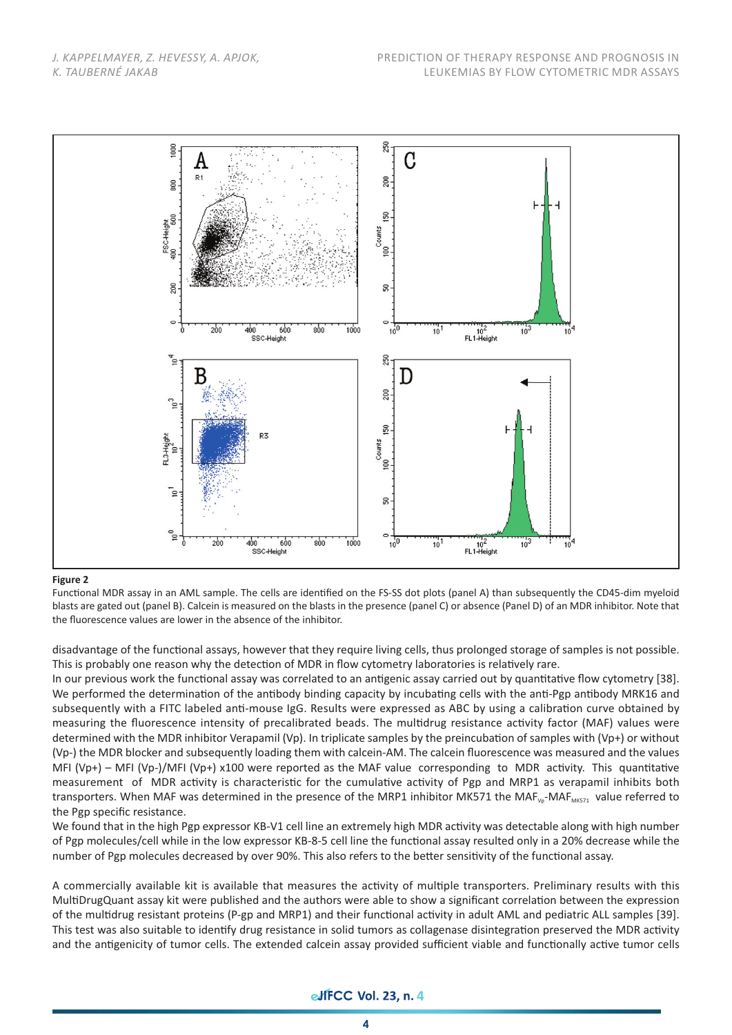**Figure 2**

Functional MDR assay in an AML sample. The cells are identified on the FS-SS dot plots (panel A) than subsequently the CD45-dim myeloid blasts are gated out (panel B). Calcein is measured on the blasts in the presence (panel C) or absence (Panel D) of an MDR inhibitor. Note that the fluorescence values are lower in the absence of the inhibitor.

disadvantage of the functional assays, however that they require living cells, thus prolonged storage of samples is not possible. This is probably one reason why the detection of MDR in flow cytometry laboratories is relatively rare.

In our previous work the functional assay was correlated to an antigenic assay carried out by quantitative flow cytometry [38]. We performed the determination of the antibody binding capacity by incubating cells with the anti-Pgp antibody MRK16 and subsequently with a FITC labeled anti-mouse IgG. Results were expressed as ABC by using a calibration curve obtained by measuring the fluorescence intensity of precalibrated beads. The multidrug resistance activity factor (MAF) values were determined with the MDR inhibitor Verapamil (Vp). In triplicate samples by the preincubation of samples with (Vp+) or without (Vp-) the MDR blocker and subsequently loading them with calcein-AM. The calcein fluorescence was measured and the values MFI (Vp+) – MFI (Vp-)/MFI (Vp+) x100 were reported as the MAF value corresponding to MDR activity. This quantitative measurement of MDR activity is characteristic for the cumulative activity of Pgp and MRP1 as verapamil inhibits both transporters. When MAF was determined in the presence of the MRP1 inhibitor MK571 the $MAF_{Vp}$-$MAF_{MK571}$ value referred to the Pgp specific resistance.

We found that in the high Pgp expressor KB-V1 cell line an extremely high MDR activity was detectable along with high number of Pgp molecules/cell while in the low expressor KB-8-5 cell line the functional assay resulted only in a 20% decrease while the number of Pgp molecules decreased by over 90%. This also refers to the better sensitivity of the functional assay.

A commercially available kit is available that measures the activity of multiple transporters. Preliminary results with this MultiDrugQuant assay kit were published and the authors were able to show a significant correlation between the expression of the multidrug resistant proteins (P-gp and MRP1) and their functional activity in adult AML and pediatric ALL samples [39]. This test was also suitable to identify drug resistance in solid tumors as collagenase disintegration preserved the MDR activity and the antigenicity of tumor cells. The extended calcein assay provided sufficient viable and functionally active tumor cells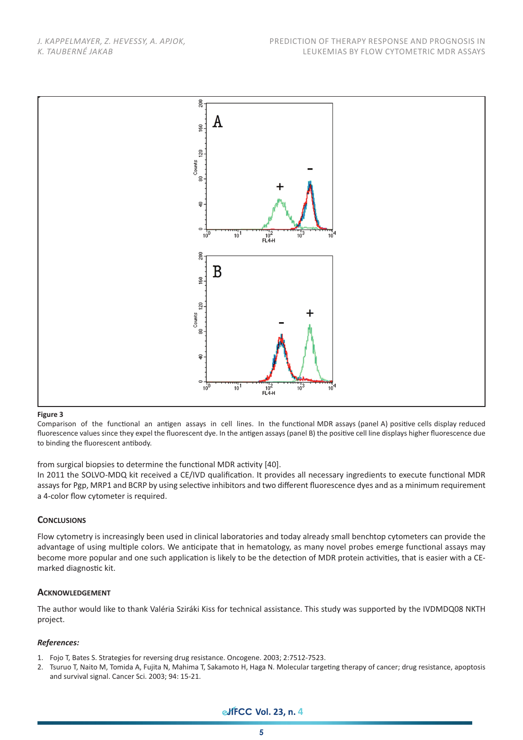**Figure 3**

Comparison of the functional an antigen assays in cell lines. In the functional MDR assays (panel A) positive cells display reduced fluorescence values since they expel the fluorescent dye. In the antigen assays (panel B) the positive cell line displays higher fluorescence due to binding the fluorescent antibody.

from surgical biopsies to determine the functional MDR activity [40].

In 2011 the SOLVO-MDQ kit received a CE/IVD qualification. It provides all necessary ingredients to execute functional MDR assays for Pgp, MRP1 and BCRP by using selective inhibitors and two different fluorescence dyes and as a minimum requirement a 4-color flow cytometer is required.

## Conclusions

Flow cytometry is increasingly been used in clinical laboratories and today already small benchtop cytometers can provide the advantage of using multiple colors. We anticipate that in hematology, as many novel probes emerge functional assays may become more popular and one such application is likely to be the detection of MDR protein activities, that is easier with a CE-marked diagnostic kit.

## Acknowledgement

The author would like to thank Valéria Sziráki Kiss for technical assistance. This study was supported by the IVDMDQ08 NKTH project.

### *References:*

1. Fojo T, Bates S. Strategies for reversing drug resistance. Oncogene. 2003; 2:7512-7523.
2. Tsuruo T, Naito M, Tomida A, Fujita N, Mahima T, Sakamoto H, Haga N. Molecular targeting therapy of cancer; drug resistance, apoptosis and survival signal. Cancer Sci. 2003; 94: 15-21.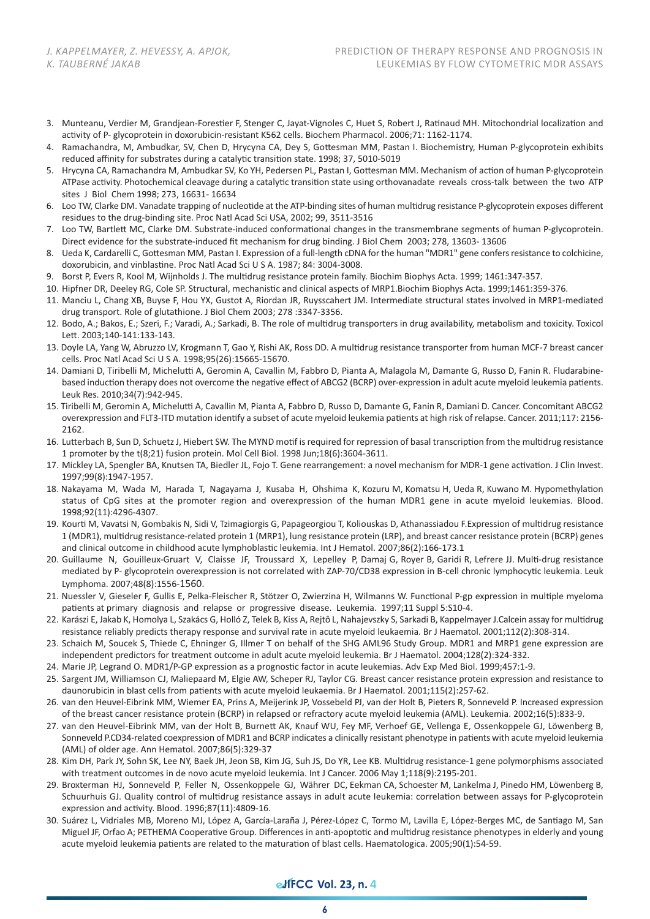3. Munteanu, Verdier M, Grandjean-Forestier F, Stenger C, Jayat-Vignoles C, Huet S, Robert J, Ratinaud MH. Mitochondrial localization and activity of P- glycoprotein in doxorubicin-resistant K562 cells. Biochem Pharmacol. 2006;71: 1162-1174.
4. Ramachandra, M, Ambudkar, SV, Chen D, Hrycyna CA, Dey S, Gottesman MM, Pastan I. Biochemistry, Human P-glycoprotein exhibits reduced affinity for substrates during a catalytic transition state. 1998; 37, 5010-5019
5. Hrycyna CA, Ramachandra M, Ambudkar SV, Ko YH, Pedersen PL, Pastan I, Gottesman MM. Mechanism of action of human P-glycoprotein ATPase activity. Photochemical cleavage during a catalytic transition state using orthovanadate reveals cross-talk between the two ATP sites J Biol Chem 1998; 273, 16631- 16634
6. Loo TW, Clarke DM. Vanadate trapping of nucleotide at the ATP-binding sites of human multidrug resistance P-glycoprotein exposes different residues to the drug-binding site. Proc Natl Acad Sci USA, 2002; 99, 3511-3516
7. Loo TW, Bartlett MC, Clarke DM. Substrate-induced conformational changes in the transmembrane segments of human P-glycoprotein. Direct evidence for the substrate-induced fit mechanism for drug binding. J Biol Chem 2003; 278, 13603- 13606
8. Ueda K, Cardarelli C, Gottesman MM, Pastan I. Expression of a full-length cDNA for the human "MDR1" gene confers resistance to colchicine, doxorubicin, and vinblastine. Proc Natl Acad Sci U S A. 1987; 84: 3004-3008.
9. Borst P, Evers R, Kool M, Wijnholds J. The multidrug resistance protein family. Biochim Biophys Acta. 1999; 1461:347-357.
10. Hipfner DR, Deeley RG, Cole SP. Structural, mechanistic and clinical aspects of MRP1.Biochim Biophys Acta. 1999;1461:359-376.
11. Manciu L, Chang XB, Buyse F, Hou YX, Gustot A, Riordan JR, Ruysschaert JM. Intermediate structural states involved in MRP1-mediated drug transport. Role of glutathione. J Biol Chem 2003; 278 :3347-3356.
12. Bodo, A.; Bakos, E.; Szeri, F.; Varadi, A.; Sarkadi, B. The role of multidrug transporters in drug availability, metabolism and toxicity. Toxicol Lett. 2003;140-141:133-143.
13. Doyle LA, Yang W, Abruzzo LV, Krogmann T, Gao Y, Rishi AK, Ross DD. A multidrug resistance transporter from human MCF-7 breast cancer cells. Proc Natl Acad Sci U S A. 1998;95(26):15665-15670.
14. Damiani D, Tiribelli M, Michelutti A, Geromin A, Cavallin M, Fabbro D, Pianta A, Malagola M, Damante G, Russo D, Fanin R. Fludarabine-based induction therapy does not overcome the negative effect of ABCG2 (BCRP) over-expression in adult acute myeloid leukemia patients. Leuk Res. 2010;34(7):942-945.
15. Tiribelli M, Geromin A, Michelutti A, Cavallin M, Pianta A, Fabbro D, Russo D, Damante G, Fanin R, Damiani D. Cancer. Concomitant ABCG2 overexpression and FLT3-ITD mutation identify a subset of acute myeloid leukemia patients at high risk of relapse. Cancer. 2011;117: 2156-2162.
16. Lutterbach B, Sun D, Schuetz J, Hiebert SW. The MYND motif is required for repression of basal transcription from the multidrug resistance 1 promoter by the t(8;21) fusion protein. Mol Cell Biol. 1998 Jun;18(6):3604-3611.
17. Mickley LA, Spengler BA, Knutsen TA, Biedler JL, Fojo T. Gene rearrangement: a novel mechanism for MDR-1 gene activation. J Clin Invest. 1997;99(8):1947-1957.
18. Nakayama M, Wada M, Harada T, Nagayama J, Kusaba H, Ohshima K, Kozuru M, Komatsu H, Ueda R, Kuwano M. Hypomethylation status of CpG sites at the promoter region and overexpression of the human MDR1 gene in acute myeloid leukemias. Blood. 1998;92(11):4296-4307.
19. Kourti M, Vavatsi N, Gombakis N, Sidi V, Tzimagiorgis G, Papageorgiou T, Koliouskas D, Athanassiadou F.Expression of multidrug resistance 1 (MDR1), multidrug resistance-related protein 1 (MRP1), lung resistance protein (LRP), and breast cancer resistance protein (BCRP) genes and clinical outcome in childhood acute lymphoblastic leukemia. Int J Hematol. 2007;86(2):166-173.1
20. Guillaume N, Gouilleux-Gruart V, Claisse JF, Troussard X, Lepelley P, Damaj G, Royer B, Garidi R, Lefrere JJ. Multi-drug resistance mediated by P- glycoprotein overexpression is not correlated with ZAP-70/CD38 expression in B-cell chronic lymphocytic leukemia. Leuk Lymphoma. 2007;48(8):1556-1560.
21. Nuessler V, Gieseler F, Gullis E, Pelka-Fleischer R, Stötzer O, Zwierzina H, Wilmanns W. Functional P-gp expression in multiple myeloma patients at primary diagnosis and relapse or progressive disease. Leukemia. 1997;11 Suppl 5:S10-4.
22. Karászi E, Jakab K, Homolya L, Szakács G, Holló Z, Telek B, Kiss A, Rejtô L, Nahajevszky S, Sarkadi B, Kappelmayer J.Calcein assay for multidrug resistance reliably predicts therapy response and survival rate in acute myeloid leukaemia. Br J Haematol. 2001;112(2):308-314.
23. Schaich M, Soucek S, Thiede C, Ehninger G, Illmer T on behalf of the SHG AML96 Study Group. MDR1 and MRP1 gene expression are independent predictors for treatment outcome in adult acute myeloid leukaemia. Br J Haematol. 2004;128(2):324-332.
24. Marie JP, Legrand O. MDR1/P-GP expression as a prognostic factor in acute leukemias. Adv Exp Med Biol. 1999;457:1-9.
25. Sargent JM, Williamson CJ, Maliepaard M, Elgie AW, Scheper RJ, Taylor CG. Breast cancer resistance protein expression and resistance to daunorubicin in blast cells from patients with acute myeloid leukaemia. Br J Haematol. 2001;115(2):257-62.
26. van den Heuvel-Eibrink MM, Wiemer EA, Prins A, Meijerink JP, Vossebeld PJ, van der Holt B, Pieters R, Sonneveld P. Increased expression of the breast cancer resistance protein (BCRP) in relapsed or refractory acute myeloid leukemia (AML). Leukemia. 2002;16(5):833-9.
27. van den Heuvel-Eibrink MM, van der Holt B, Burnett AK, Knauf WU, Fey MF, Verhoef GE, Vellenga E, Ossenkoppele GJ, Löwenberg B, Sonneveld P.CD34-related coexpression of MDR1 and BCRP indicates a clinically resistant phenotype in patients with acute myeloid leukemia (AML) of older age. Ann Hematol. 2007;86(5):329-37
28. Kim DH, Park JY, Sohn SK, Lee NY, Baek JH, Jeon SB, Kim JG, Suh JS, Do YR, Lee KB. Multidrug resistance-1 gene polymorphisms associated with treatment outcomes in de novo acute myeloid leukemia. Int J Cancer. 2006 May 1;118(9):2195-201.
29. Broxterman HJ, Sonneveld P, Feller N, Ossenkoppele GJ, Währer DC, Eekman CA, Schoester M, Lankelma J, Pinedo HM, Löwenberg B, Schuurhuis GJ. Quality control of multidrug resistance assays in adult acute leukemia: correlation between assays for P-glycoprotein expression and activity. Blood. 1996;87(11):4809-16.
30. Suárez L, Vidriales MB, Moreno MJ, López A, García-Laraña J, Pérez-López C, Tormo M, Lavilla E, López-Berges MC, de Santiago M, San Miguel JF, Orfao A; PETHEMA Cooperative Group. Differences in anti-apoptotic and multidrug resistance phenotypes in elderly and young acute myeloid leukemia patients are related to the maturation of blast cells. Haematologica. 2005;90(1):54-59.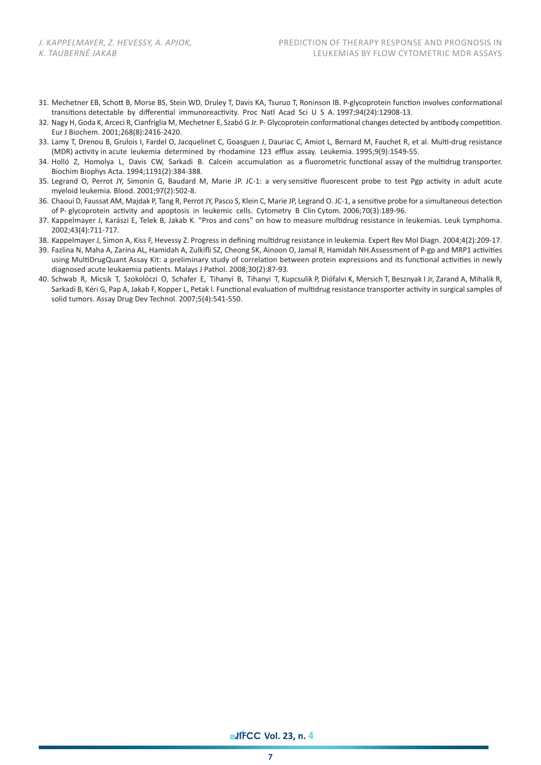31. Mechetner EB, Schott B, Morse BS, Stein WD, Druley T, Davis KA, Tsuruo T, Roninson IB. P-glycoprotein function involves conformational transitions detectable by differential immunoreactivity. Proc Natl Acad Sci U S A. 1997;94(24):12908-13.
32. Nagy H, Goda K, Arceci R, Cianfriglia M, Mechetner E, Szabó G Jr. P- Glycoprotein conformational changes detected by antibody competition. Eur J Biochem. 2001;268(8):2416-2420.
33. Lamy T, Drenou B, Grulois I, Fardel O, Jacquelinet C, Goasguen J, Dauriac C, Amiot L, Bernard M, Fauchet R, et al. Multi-drug resistance (MDR) activity in acute leukemia determined by rhodamine 123 efflux assay. Leukemia. 1995;9(9):1549-55.
34. Holló Z, Homolya L, Davis CW, Sarkadi B. Calcein accumulation as a fluorometric functional assay of the multidrug transporter. Biochim Biophys Acta. 1994;1191(2):384-388.
35. Legrand O, Perrot JY, Simonin G, Baudard M, Marie JP. JC-1: a very sensitive fluorescent probe to test Pgp activity in adult acute myeloid leukemia. Blood. 2001;97(2):502-8.
36. Chaoui D, Faussat AM, Majdak P, Tang R, Perrot JY, Pasco S, Klein C, Marie JP, Legrand O. JC-1, a sensitive probe for a simultaneous detection of P- glycoprotein activity and apoptosis in leukemic cells. Cytometry B Clin Cytom. 2006;70(3):189-96.
37. Kappelmayer J, Karászi E, Telek B, Jakab K. "Pros and cons" on how to measure multidrug resistance in leukemias. Leuk Lymphoma. 2002;43(4):711-717.
38. Kappelmayer J, Simon A, Kiss F, Hevessy Z. Progress in defining multidrug resistance in leukemia. Expert Rev Mol Diagn. 2004;4(2):209-17.
39. Fazlina N, Maha A, Zarina AL, Hamidah A, Zulkifli SZ, Cheong SK, Ainoon O, Jamal R, Hamidah NH.Assessment of P-gp and MRP1 activities using MultiDrugQuant Assay Kit: a preliminary study of correlation between protein expressions and its functional activities in newly diagnosed acute leukaemia patients. Malays J Pathol. 2008;30(2):87-93.
40. Schwab R, Micsik T, Szokolóczi O, Schafer E, Tihanyi B, Tihanyi T, Kupcsulik P, Diófalvi K, Mersich T, Besznyak I Jr, Zarand A, Mihalik R, Sarkadi B, Kéri G, Pap A, Jakab F, Kopper L, Petak I. Functional evaluation of multidrug resistance transporter activity in surgical samples of solid tumors. Assay Drug Dev Technol. 2007;5(4):541-550.